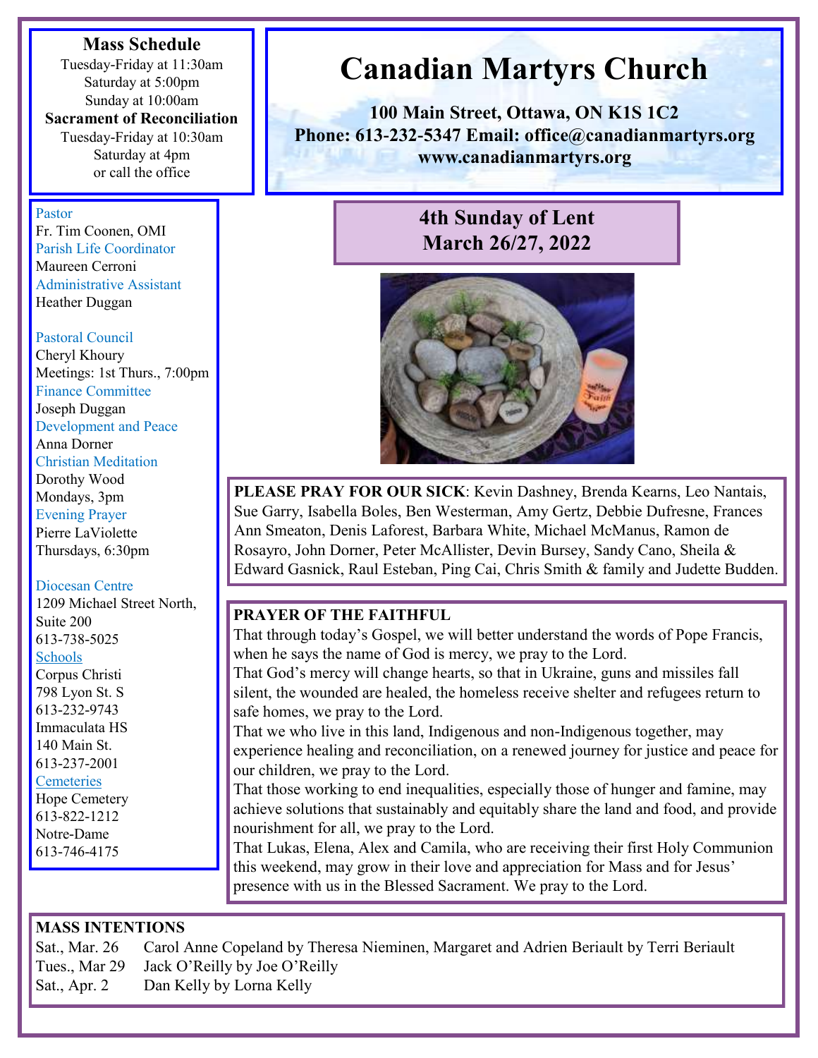# Canadian Martyrs Church

**100 Main Street, Ottawa, ON K1S 1C2**
**Phone: 613-232-5347 Email: office@canadianmartyrs.org**
**www.canadianmartyrs.org**

## 4th Sunday of Lent
## March 26/27, 2022

**Mass Schedule**
Tuesday-Friday at 11:30am
Saturday at 5:00pm
Sunday at 10:00am

**Sacrament of Reconciliation**
Tuesday-Friday at 10:30am
Saturday at 4pm
or call the office

Pastor
Fr. Tim Coonen, OMI

Parish Life Coordinator
Maureen Cerroni

Administrative Assistant
Heather Duggan

Pastoral Council
Cheryl Khoury
Meetings: 1st Thurs., 7:00pm

Finance Committee
Joseph Duggan

Development and Peace
Anna Dorner

Christian Meditation
Dorothy Wood
Mondays, 3pm

Evening Prayer
Pierre LaViolette
Thursdays, 6:30pm

Diocesan Centre
1209 Michael Street North, Suite 200
613-738-5025

Schools
Corpus Christi
798 Lyon St. S
613-232-9743
Immaculata HS
140 Main St.
613-237-2001

Cemeteries
Hope Cemetery
613-822-1212
Notre-Dame
613-746-4175

**PLEASE PRAY FOR OUR SICK**: Kevin Dashney, Brenda Kearns, Leo Nantais, Sue Garry, Isabella Boles, Ben Westerman, Amy Gertz, Debbie Dufresne, Frances Ann Smeaton, Denis Laforest, Barbara White, Michael McManus, Ramon de Rosayro, John Dorner, Peter McAllister, Devin Bursey, Sandy Cano, Sheila & Edward Gasnick, Raul Esteban, Ping Cai, Chris Smith & family and Judette Budden.

**PRAYER OF THE FAITHFUL**

That through today's Gospel, we will better understand the words of Pope Francis, when he says the name of God is mercy, we pray to the Lord.

That God's mercy will change hearts, so that in Ukraine, guns and missiles fall silent, the wounded are healed, the homeless receive shelter and refugees return to safe homes, we pray to the Lord.

That we who live in this land, Indigenous and non-Indigenous together, may experience healing and reconciliation, on a renewed journey for justice and peace for our children, we pray to the Lord.

That those working to end inequalities, especially those of hunger and famine, may achieve solutions that sustainably and equitably share the land and food, and provide nourishment for all, we pray to the Lord.

That Lukas, Elena, Alex and Camila, who are receiving their first Holy Communion this weekend, may grow in their love and appreciation for Mass and for Jesus' presence with us in the Blessed Sacrament. We pray to the Lord.

**MASS INTENTIONS**

| | |
|---|---|
| Sat., Mar. 26 | Carol Anne Copeland by Theresa Nieminen, Margaret and Adrien Beriault by Terri Beriault |
| Tues., Mar 29 | Jack O'Reilly by Joe O'Reilly |
| Sat., Apr. 2 | Dan Kelly by Lorna Kelly |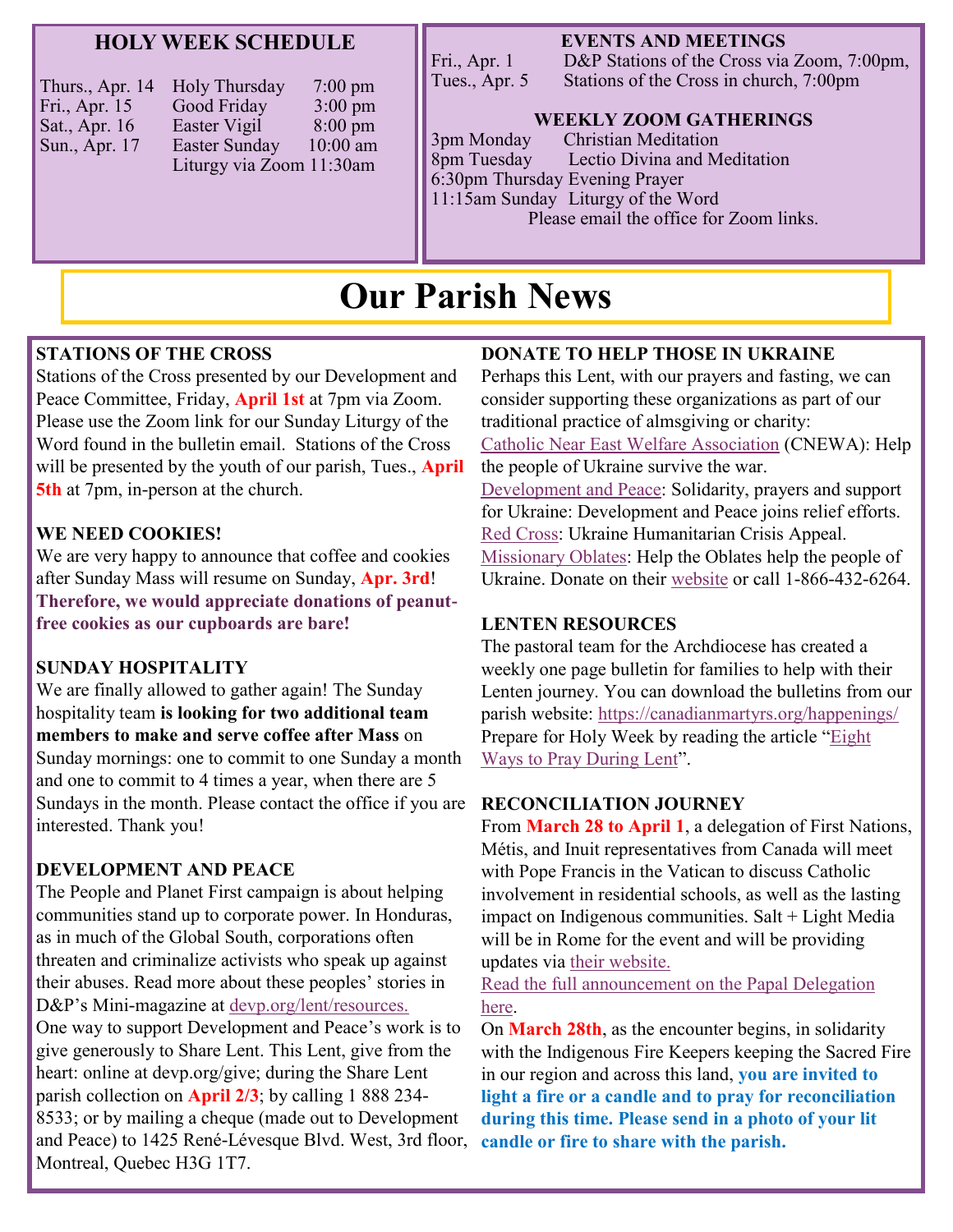## HOLY WEEK SCHEDULE

| | | |
|---|---|---|
| Thurs., Apr. 14 | Holy Thursday | 7:00 pm |
| Fri., Apr. 15 | Good Friday | 3:00 pm |
| Sat., Apr. 16 | Easter Vigil | 8:00 pm |
| Sun., Apr. 17 | Easter Sunday | 10:00 am |
| | Liturgy via Zoom | 11:30am |

## EVENTS AND MEETINGS

| | |
|---|---|
| Fri., Apr. 1 | D&P Stations of the Cross via Zoom, 7:00pm, |
| Tues., Apr. 5 | Stations of the Cross in church, 7:00pm |

## WEEKLY ZOOM GATHERINGS

| | |
|---|---|
| 3pm Monday | Christian Meditation |
| 8pm Tuesday | Lectio Divina and Meditation |
| 6:30pm Thursday | Evening Prayer |
| 11:15am Sunday | Liturgy of the Word |

Please email the office for Zoom links.

# Our Parish News

**STATIONS OF THE CROSS**

Stations of the Cross presented by our Development and Peace Committee, Friday, **April 1st** at 7pm via Zoom. Please use the Zoom link for our Sunday Liturgy of the Word found in the bulletin email. Stations of the Cross will be presented by the youth of our parish, Tues., **April 5th** at 7pm, in-person at the church.

**WE NEED COOKIES!**

We are very happy to announce that coffee and cookies after Sunday Mass will resume on Sunday, **Apr. 3rd**! **Therefore, we would appreciate donations of peanut-free cookies as our cupboards are bare!**

**SUNDAY HOSPITALITY**

We are finally allowed to gather again! The Sunday hospitality team **is looking for two additional team members to make and serve coffee after Mass** on Sunday mornings: one to commit to one Sunday a month and one to commit to 4 times a year, when there are 5 Sundays in the month. Please contact the office if you are interested. Thank you!

**DEVELOPMENT AND PEACE**

The People and Planet First campaign is about helping communities stand up to corporate power. In Honduras, as in much of the Global South, corporations often threaten and criminalize activists who speak up against their abuses. Read more about these peoples' stories in D&P's Mini-magazine at devp.org/lent/resources.

One way to support Development and Peace's work is to give generously to Share Lent. This Lent, give from the heart: online at devp.org/give; during the Share Lent parish collection on **April 2/3**; by calling 1 888 234-8533; or by mailing a cheque (made out to Development and Peace) to 1425 René-Lévesque Blvd. West, 3rd floor, Montreal, Quebec H3G 1T7.

**DONATE TO HELP THOSE IN UKRAINE**

Perhaps this Lent, with our prayers and fasting, we can consider supporting these organizations as part of our traditional practice of almsgiving or charity:

Catholic Near East Welfare Association (CNEWA): Help the people of Ukraine survive the war.

Development and Peace: Solidarity, prayers and support for Ukraine: Development and Peace joins relief efforts.

Red Cross: Ukraine Humanitarian Crisis Appeal.

Missionary Oblates: Help the Oblates help the people of Ukraine. Donate on their website or call 1-866-432-6264.

**LENTEN RESOURCES**

The pastoral team for the Archdiocese has created a weekly one page bulletin for families to help with their Lenten journey. You can download the bulletins from our parish website: https://canadianmartyrs.org/happenings/

Prepare for Holy Week by reading the article "Eight Ways to Pray During Lent".

**RECONCILIATION JOURNEY**

From **March 28 to April 1**, a delegation of First Nations, Métis, and Inuit representatives from Canada will meet with Pope Francis in the Vatican to discuss Catholic involvement in residential schools, as well as the lasting impact on Indigenous communities. Salt + Light Media will be in Rome for the event and will be providing updates via their website.

Read the full announcement on the Papal Delegation here.

On **March 28th**, as the encounter begins, in solidarity with the Indigenous Fire Keepers keeping the Sacred Fire in our region and across this land, **you are invited to light a fire or a candle and to pray for reconciliation during this time. Please send in a photo of your lit candle or fire to share with the parish.**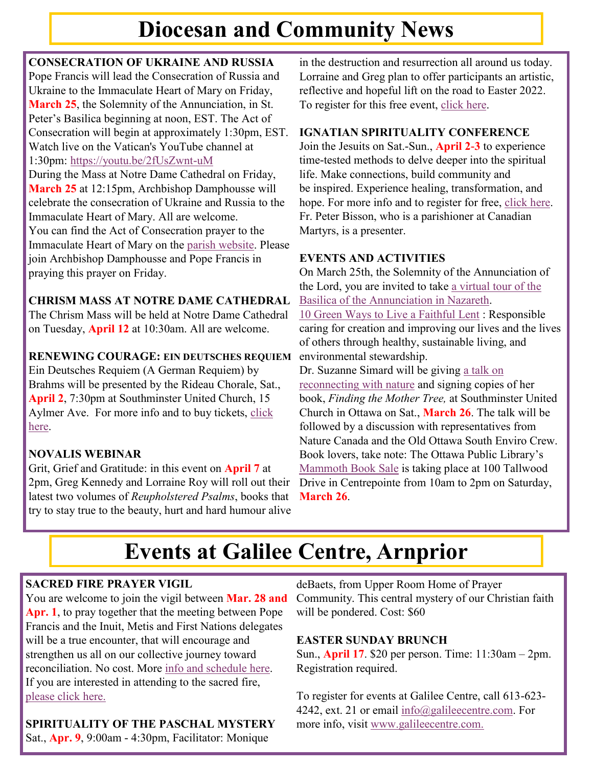# Diocesan and Community News

**CONSECRATION OF UKRAINE AND RUSSIA**
Pope Francis will lead the Consecration of Russia and Ukraine to the Immaculate Heart of Mary on Friday, **March 25**, the Solemnity of the Annunciation, in St. Peter's Basilica beginning at noon, EST. The Act of Consecration will begin at approximately 1:30pm, EST. Watch live on the Vatican's YouTube channel at 1:30pm: https://youtu.be/2fUsZwnt-uM
During the Mass at Notre Dame Cathedral on Friday, **March 25** at 12:15pm, Archbishop Damphousse will celebrate the consecration of Ukraine and Russia to the Immaculate Heart of Mary. All are welcome.
You can find the Act of Consecration prayer to the Immaculate Heart of Mary on the parish website. Please join Archbishop Damphousse and Pope Francis in praying this prayer on Friday.

**CHRISM MASS AT NOTRE DAME CATHEDRAL**
The Chrism Mass will be held at Notre Dame Cathedral on Tuesday, **April 12** at 10:30am. All are welcome.

**RENEWING COURAGE: EIN DEUTSCHES REQUIEM**
Ein Deutsches Requiem (A German Requiem) by Brahms will be presented by the Rideau Chorale, Sat., **April 2**, 7:30pm at Southminster United Church, 15 Aylmer Ave. For more info and to buy tickets, click here.

**NOVALIS WEBINAR**
Grit, Grief and Gratitude: in this event on **April 7** at 2pm, Greg Kennedy and Lorraine Roy will roll out their latest two volumes of *Reupholstered Psalms*, books that try to stay true to the beauty, hurt and hard humour alive in the destruction and resurrection all around us today. Lorraine and Greg plan to offer participants an artistic, reflective and hopeful lift on the road to Easter 2022. To register for this free event, click here.

**IGNATIAN SPIRITUALITY CONFERENCE**
Join the Jesuits on Sat.-Sun., **April 2-3** to experience time-tested methods to delve deeper into the spiritual life. Make connections, build community and be inspired. Experience healing, transformation, and hope. For more info and to register for free, click here. Fr. Peter Bisson, who is a parishioner at Canadian Martyrs, is a presenter.

**EVENTS AND ACTIVITIES**
On March 25th, the Solemnity of the Annunciation of the Lord, you are invited to take a virtual tour of the Basilica of the Annunciation in Nazareth.
10 Green Ways to Live a Faithful Lent : Responsible caring for creation and improving our lives and the lives of others through healthy, sustainable living, and environmental stewardship.
Dr. Suzanne Simard will be giving a talk on reconnecting with nature and signing copies of her book, *Finding the Mother Tree,* at Southminster United Church in Ottawa on Sat., **March 26**. The talk will be followed by a discussion with representatives from Nature Canada and the Old Ottawa South Enviro Crew.
Book lovers, take note: The Ottawa Public Library's Mammoth Book Sale is taking place at 100 Tallwood Drive in Centrepointe from 10am to 2pm on Saturday, **March 26**.

# Events at Galilee Centre, Arnprior

**SACRED FIRE PRAYER VIGIL**
You are welcome to join the vigil between **Mar. 28 and Apr. 1**, to pray together that the meeting between Pope Francis and the Inuit, Metis and First Nations delegates will be a true encounter, that will encourage and strengthen us all on our collective journey toward reconciliation. No cost. More info and schedule here. If you are interested in attending to the sacred fire, please click here.

**SPIRITUALITY OF THE PASCHAL MYSTERY**
Sat., **Apr. 9**, 9:00am - 4:30pm, Facilitator: Monique deBaets, from Upper Room Home of Prayer Community. This central mystery of our Christian faith will be pondered. Cost: $60

**EASTER SUNDAY BRUNCH**
Sun., **April 17**. $20 per person. Time: 11:30am – 2pm. Registration required.

To register for events at Galilee Centre, call 613-623-4242, ext. 21 or email info@galileecentre.com. For more info, visit www.galileecentre.com.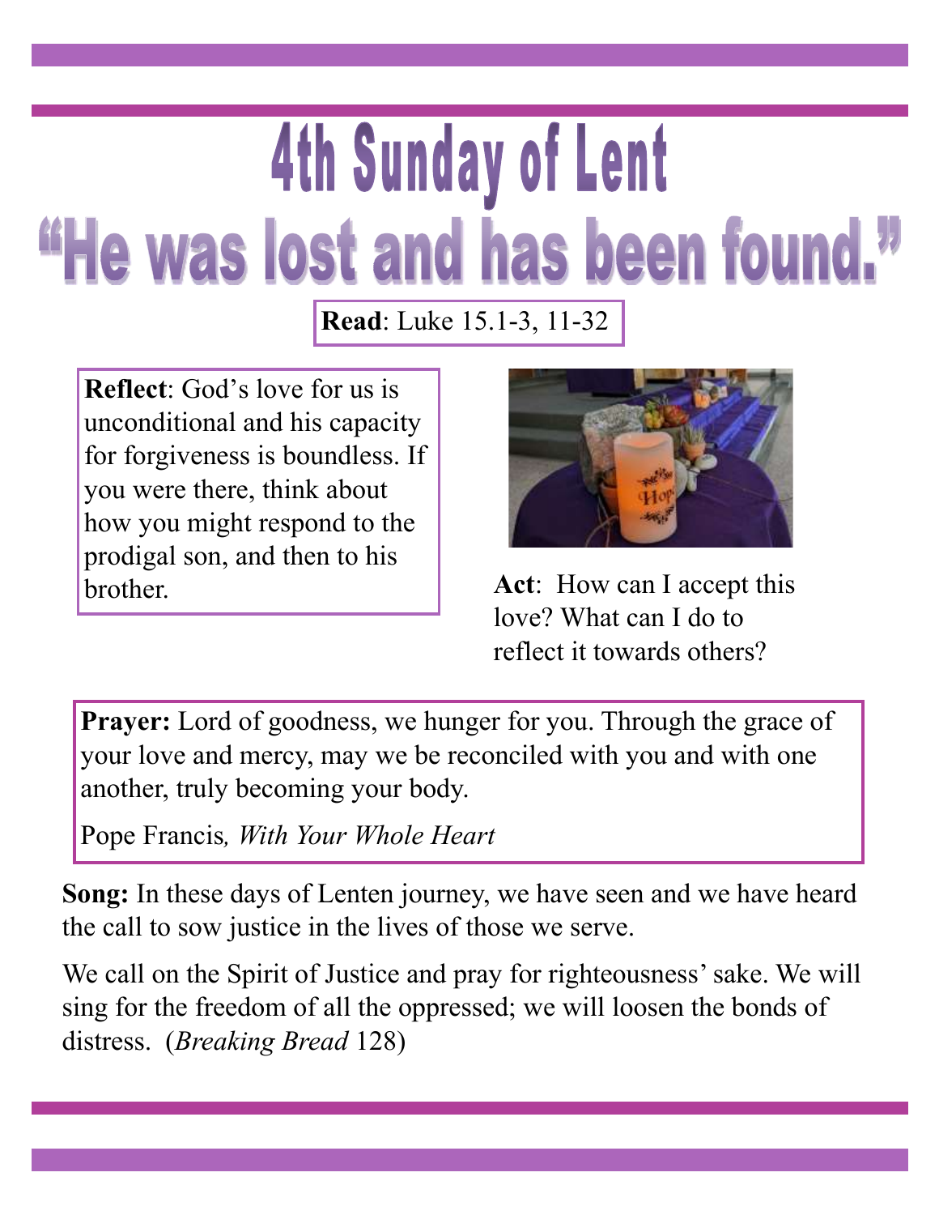# 4th Sunday of Lent

## "He was lost and has been found."

**Read**: Luke 15.1-3, 11-32

**Reflect**: God's love for us is unconditional and his capacity for forgiveness is boundless. If you were there, think about how you might respond to the prodigal son, and then to his brother.

**Act**: How can I accept this love? What can I do to reflect it towards others?

**Prayer:** Lord of goodness, we hunger for you. Through the grace of your love and mercy, may we be reconciled with you and with one another, truly becoming your body.

Pope Francis*, With Your Whole Heart*

**Song:** In these days of Lenten journey, we have seen and we have heard the call to sow justice in the lives of those we serve.

We call on the Spirit of Justice and pray for righteousness' sake. We will sing for the freedom of all the oppressed; we will loosen the bonds of distress. (*Breaking Bread* 128)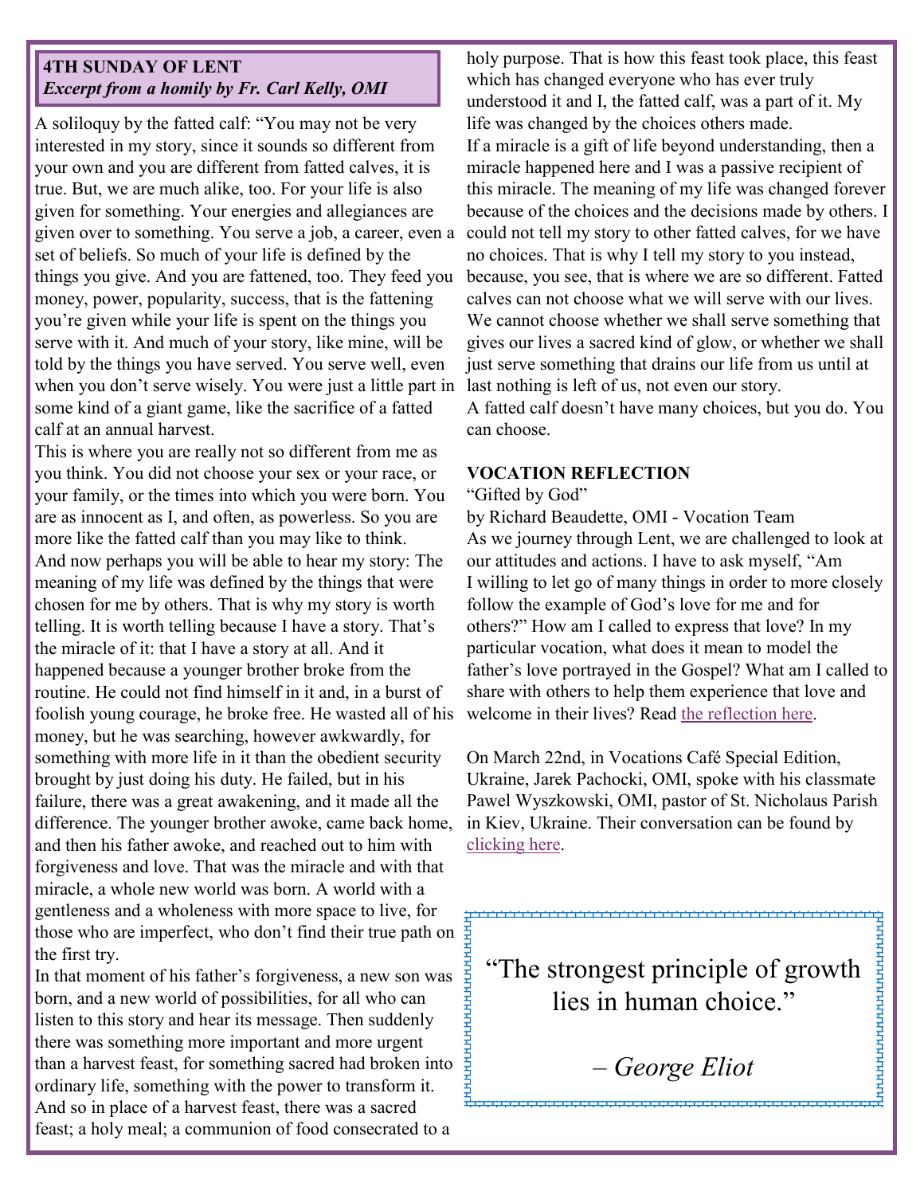## 4TH SUNDAY OF LENT

*Excerpt from a homily by Fr. Carl Kelly, OMI*

A soliloquy by the fatted calf: "You may not be very interested in my story, since it sounds so different from your own and you are different from fatted calves, it is true. But, we are much alike, too. For your life is also given for something. Your energies and allegiances are given over to something. You serve a job, a career, even a set of beliefs. So much of your life is defined by the things you give. And you are fattened, too. They feed you money, power, popularity, success, that is the fattening you're given while your life is spent on the things you serve with it. And much of your story, like mine, will be told by the things you have served. You serve well, even when you don't serve wisely. You were just a little part in some kind of a giant game, like the sacrifice of a fatted calf at an annual harvest.

This is where you are really not so different from me as you think. You did not choose your sex or your race, or your family, or the times into which you were born. You are as innocent as I, and often, as powerless. So you are more like the fatted calf than you may like to think.

And now perhaps you will be able to hear my story: The meaning of my life was defined by the things that were chosen for me by others. That is why my story is worth telling. It is worth telling because I have a story. That's the miracle of it: that I have a story at all. And it happened because a younger brother broke from the routine. He could not find himself in it and, in a burst of foolish young courage, he broke free. He wasted all of his money, but he was searching, however awkwardly, for something with more life in it than the obedient security brought by just doing his duty. He failed, but in his failure, there was a great awakening, and it made all the difference. The younger brother awoke, came back home, and then his father awoke, and reached out to him with forgiveness and love. That was the miracle and with that miracle, a whole new world was born. A world with a gentleness and a wholeness with more space to live, for those who are imperfect, who don't find their true path on the first try.

In that moment of his father's forgiveness, a new son was born, and a new world of possibilities, for all who can listen to this story and hear its message. Then suddenly there was something more important and more urgent than a harvest feast, for something sacred had broken into ordinary life, something with the power to transform it. And so in place of a harvest feast, there was a sacred feast; a holy meal; a communion of food consecrated to a holy purpose. That is how this feast took place, this feast which has changed everyone who has ever truly understood it and I, the fatted calf, was a part of it. My life was changed by the choices others made.

If a miracle is a gift of life beyond understanding, then a miracle happened here and I was a passive recipient of this miracle. The meaning of my life was changed forever because of the choices and the decisions made by others. I could not tell my story to other fatted calves, for we have no choices. That is why I tell my story to you instead, because, you see, that is where we are so different. Fatted calves can not choose what we will serve with our lives. We cannot choose whether we shall serve something that gives our lives a sacred kind of glow, or whether we shall just serve something that drains our life from us until at last nothing is left of us, not even our story.

A fatted calf doesn't have many choices, but you do. You can choose.

## VOCATION REFLECTION

"Gifted by God"

by Richard Beaudette, OMI - Vocation Team

As we journey through Lent, we are challenged to look at our attitudes and actions. I have to ask myself, "Am I willing to let go of many things in order to more closely follow the example of God's love for me and for others?" How am I called to express that love? In my particular vocation, what does it mean to model the father's love portrayed in the Gospel? What am I called to share with others to help them experience that love and welcome in their lives? Read the reflection here.

On March 22nd, in Vocations Café Special Edition, Ukraine, Jarek Pachocki, OMI, spoke with his classmate Pawel Wyszkowski, OMI, pastor of St. Nicholaus Parish in Kiev, Ukraine. Their conversation can be found by clicking here.

"The strongest principle of growth lies in human choice."

*– George Eliot*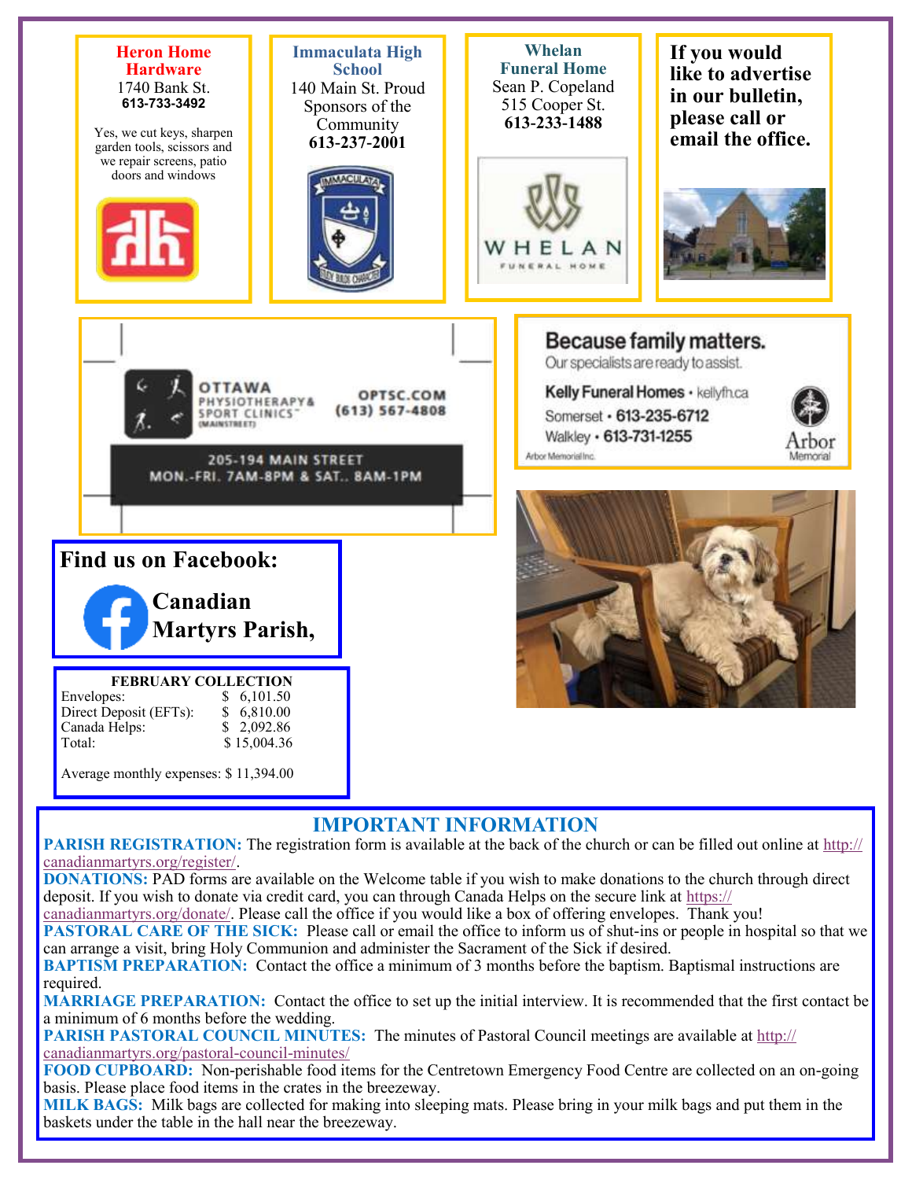**Heron Home Hardware**
1740 Bank St.
613-733-3492

Yes, we cut keys, sharpen garden tools, scissors and we repair screens, patio doors and windows

**Immaculata High School**
140 Main St. Proud Sponsors of the Community
**613-237-2001**

**Whelan Funeral Home**
Sean P. Copeland
515 Cooper St.
**613-233-1488**

WHELAN FUNERAL HOME

**If you would like to advertise in our bulletin, please call or email the office.**

OTTAWA PHYSIOTHERAPY & SPORT CLINICS (MAINSTREET)
OPTSC.COM
(613) 567-4808
205-194 MAIN STREET
MON.-FRI. 7AM-8PM & SAT.. 8AM-1PM

**Because family matters.**
Our specialists are ready to assist.
**Kelly Funeral Homes** • kellyfh.ca
Somerset • **613-235-6712**
Walkley • **613-731-1255**
Arbor Memorial Inc.
Arbor Memorial

**Find us on Facebook:**
**Canadian Martyrs Parish,**

**FEBRUARY COLLECTION**

| | |
|---|---|
| Envelopes: | $ 6,101.50 |
| Direct Deposit (EFTs): | $ 6,810.00 |
| Canada Helps: | $ 2,092.86 |
| Total: | $ 15,004.36 |

Average monthly expenses: $ 11,394.00

## IMPORTANT INFORMATION

**PARISH REGISTRATION:** The registration form is available at the back of the church or can be filled out online at http://canadianmartyrs.org/register/.

**DONATIONS:** PAD forms are available on the Welcome table if you wish to make donations to the church through direct deposit. If you wish to donate via credit card, you can through Canada Helps on the secure link at https://canadianmartyrs.org/donate/. Please call the office if you would like a box of offering envelopes. Thank you!

**PASTORAL CARE OF THE SICK:** Please call or email the office to inform us of shut-ins or people in hospital so that we can arrange a visit, bring Holy Communion and administer the Sacrament of the Sick if desired.

**BAPTISM PREPARATION:** Contact the office a minimum of 3 months before the baptism. Baptismal instructions are required.

**MARRIAGE PREPARATION:** Contact the office to set up the initial interview. It is recommended that the first contact be a minimum of 6 months before the wedding.

**PARISH PASTORAL COUNCIL MINUTES:** The minutes of Pastoral Council meetings are available at http://canadianmartyrs.org/pastoral-council-minutes/

**FOOD CUPBOARD:** Non-perishable food items for the Centretown Emergency Food Centre are collected on an on-going basis. Please place food items in the crates in the breezeway.

**MILK BAGS:** Milk bags are collected for making into sleeping mats. Please bring in your milk bags and put them in the baskets under the table in the hall near the breezeway.